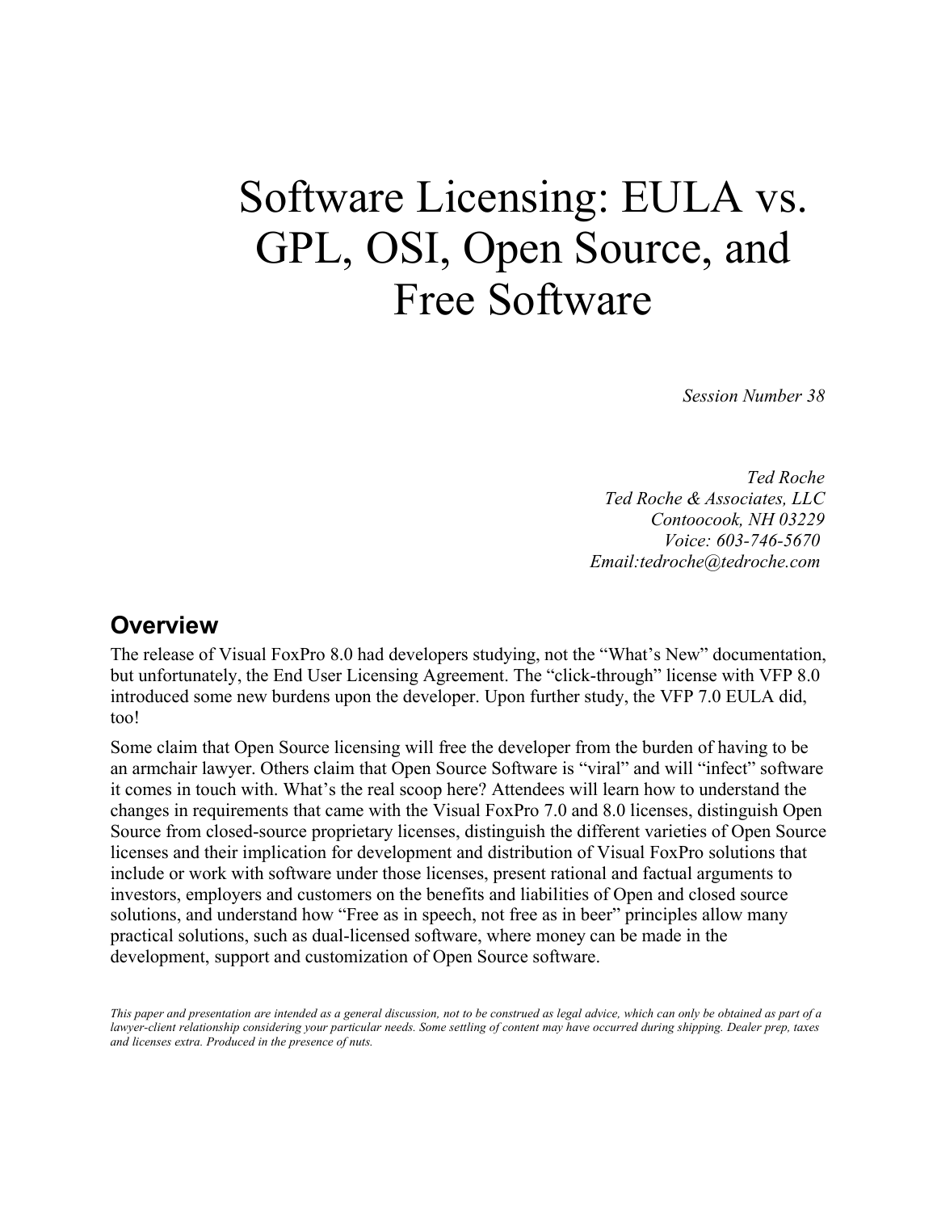# Software Licensing: EULA vs. GPL, OSI, Open Source, and Free Software

*Session Number 38*

*Ted Roche*
*Ted Roche & Associates, LLC*
*Contoocook, NH 03229*
*Voice: 603-746-5670*
*Email:tedroche@tedroche.com*

## Overview

The release of Visual FoxPro 8.0 had developers studying, not the "What's New" documentation, but unfortunately, the End User Licensing Agreement. The "click-through" license with VFP 8.0 introduced some new burdens upon the developer. Upon further study, the VFP 7.0 EULA did, too!

Some claim that Open Source licensing will free the developer from the burden of having to be an armchair lawyer. Others claim that Open Source Software is "viral" and will "infect" software it comes in touch with. What's the real scoop here? Attendees will learn how to understand the changes in requirements that came with the Visual FoxPro 7.0 and 8.0 licenses, distinguish Open Source from closed-source proprietary licenses, distinguish the different varieties of Open Source licenses and their implication for development and distribution of Visual FoxPro solutions that include or work with software under those licenses, present rational and factual arguments to investors, employers and customers on the benefits and liabilities of Open and closed source solutions, and understand how "Free as in speech, not free as in beer" principles allow many practical solutions, such as dual-licensed software, where money can be made in the development, support and customization of Open Source software.

*This paper and presentation are intended as a general discussion, not to be construed as legal advice, which can only be obtained as part of a lawyer-client relationship considering your particular needs. Some settling of content may have occurred during shipping. Dealer prep, taxes and licenses extra. Produced in the presence of nuts.*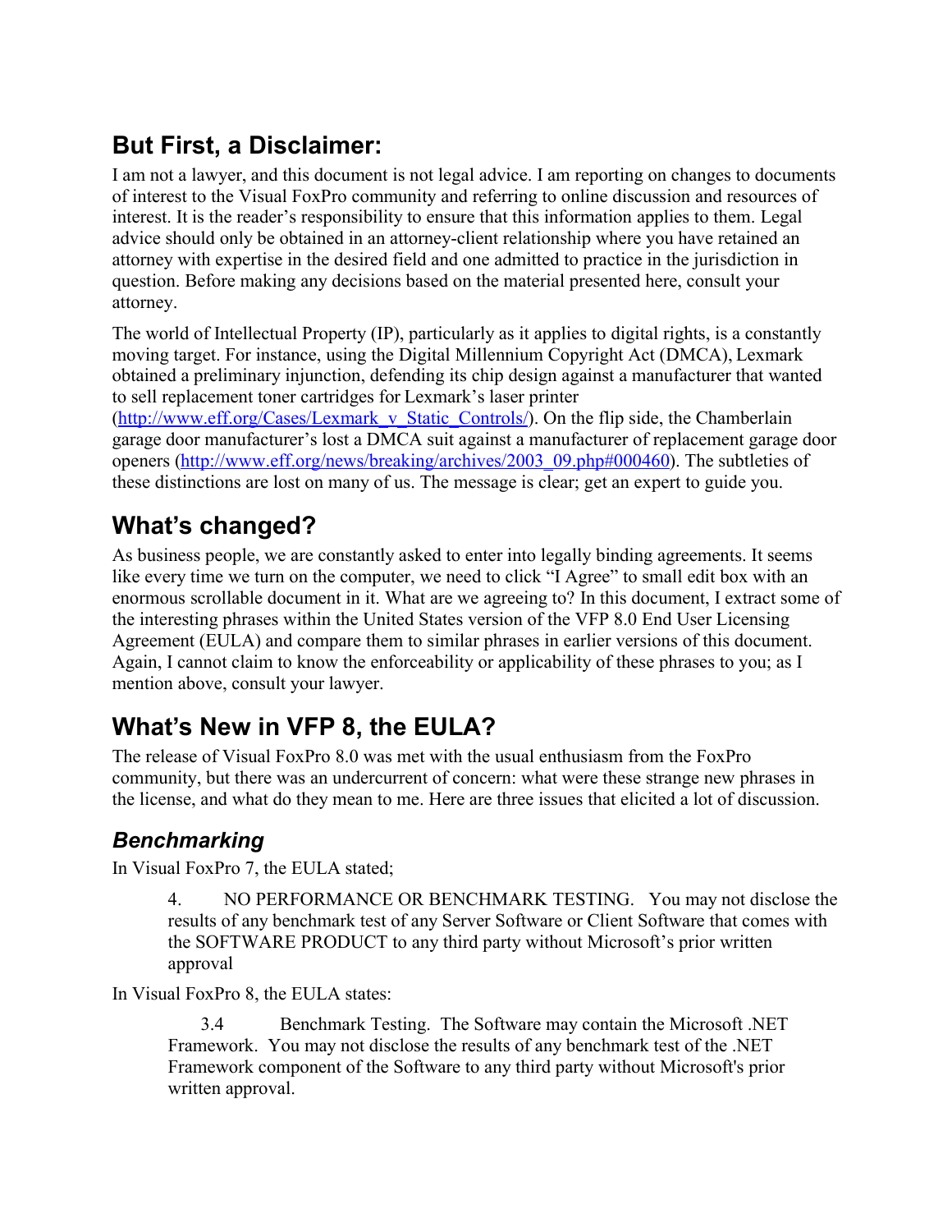## But First, a Disclaimer:

I am not a lawyer, and this document is not legal advice. I am reporting on changes to documents of interest to the Visual FoxPro community and referring to online discussion and resources of interest. It is the reader's responsibility to ensure that this information applies to them. Legal advice should only be obtained in an attorney-client relationship where you have retained an attorney with expertise in the desired field and one admitted to practice in the jurisdiction in question. Before making any decisions based on the material presented here, consult your attorney.

The world of Intellectual Property (IP), particularly as it applies to digital rights, is a constantly moving target. For instance, using the Digital Millennium Copyright Act (DMCA), Lexmark obtained a preliminary injunction, defending its chip design against a manufacturer that wanted to sell replacement toner cartridges for Lexmark's laser printer (http://www.eff.org/Cases/Lexmark_v_Static_Controls/). On the flip side, the Chamberlain garage door manufacturer's lost a DMCA suit against a manufacturer of replacement garage door openers (http://www.eff.org/news/breaking/archives/2003_09.php#000460). The subtleties of these distinctions are lost on many of us. The message is clear; get an expert to guide you.

## What's changed?

As business people, we are constantly asked to enter into legally binding agreements. It seems like every time we turn on the computer, we need to click "I Agree" to small edit box with an enormous scrollable document in it. What are we agreeing to? In this document, I extract some of the interesting phrases within the United States version of the VFP 8.0 End User Licensing Agreement (EULA) and compare them to similar phrases in earlier versions of this document. Again, I cannot claim to know the enforceability or applicability of these phrases to you; as I mention above, consult your lawyer.

## What's New in VFP 8, the EULA?

The release of Visual FoxPro 8.0 was met with the usual enthusiasm from the FoxPro community, but there was an undercurrent of concern: what were these strange new phrases in the license, and what do they mean to me. Here are three issues that elicited a lot of discussion.

### *Benchmarking*

In Visual FoxPro 7, the EULA stated;

> 4. NO PERFORMANCE OR BENCHMARK TESTING. You may not disclose the results of any benchmark test of any Server Software or Client Software that comes with the SOFTWARE PRODUCT to any third party without Microsoft's prior written approval

In Visual FoxPro 8, the EULA states:

> 3.4 Benchmark Testing. The Software may contain the Microsoft .NET Framework. You may not disclose the results of any benchmark test of the .NET Framework component of the Software to any third party without Microsoft's prior written approval.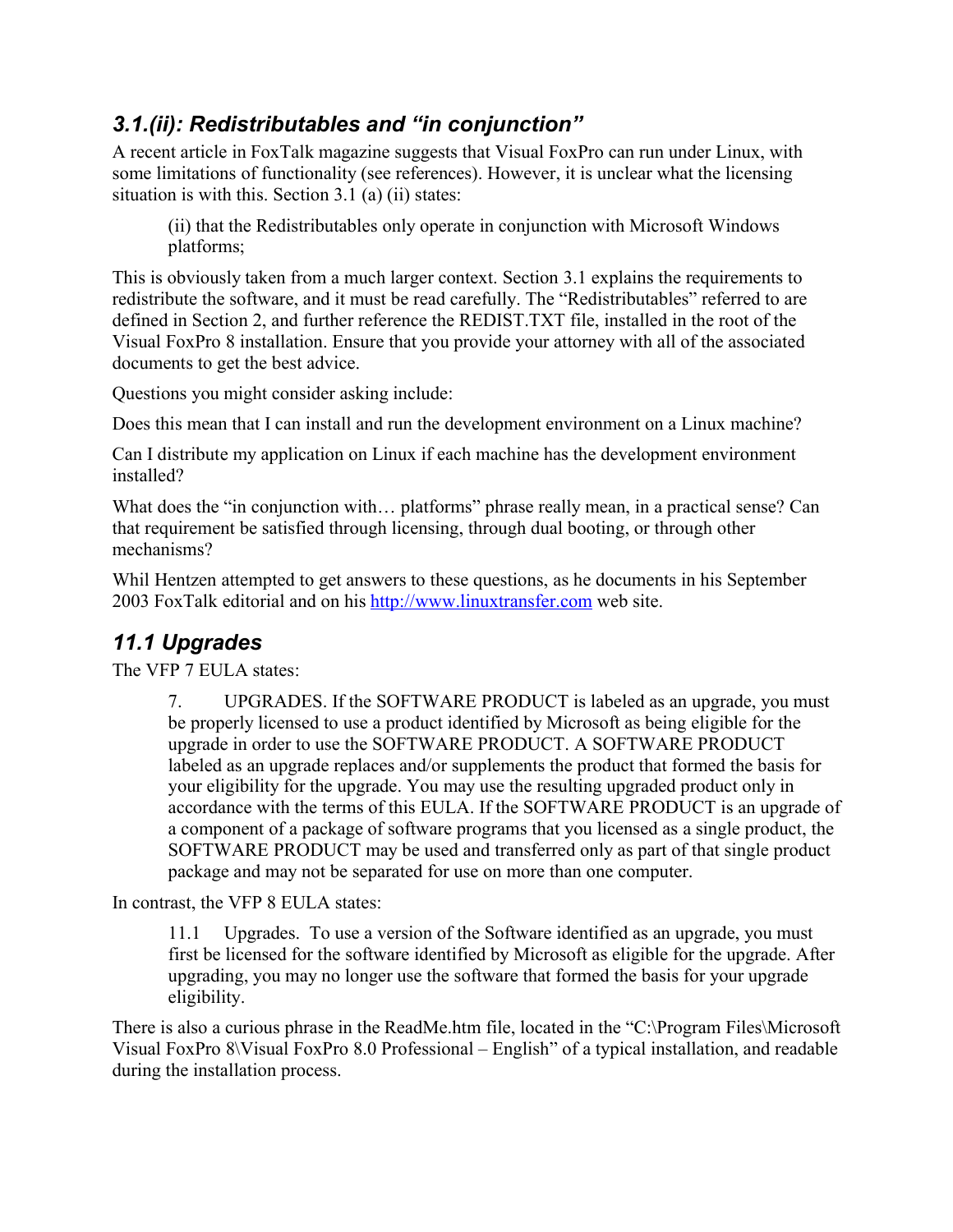### *3.1.(ii): Redistributables and "in conjunction"*

A recent article in FoxTalk magazine suggests that Visual FoxPro can run under Linux, with some limitations of functionality (see references). However, it is unclear what the licensing situation is with this. Section 3.1 (a) (ii) states:

> (ii) that the Redistributables only operate in conjunction with Microsoft Windows platforms;

This is obviously taken from a much larger context. Section 3.1 explains the requirements to redistribute the software, and it must be read carefully. The "Redistributables" referred to are defined in Section 2, and further reference the REDIST.TXT file, installed in the root of the Visual FoxPro 8 installation. Ensure that you provide your attorney with all of the associated documents to get the best advice.

Questions you might consider asking include:

Does this mean that I can install and run the development environment on a Linux machine?

Can I distribute my application on Linux if each machine has the development environment installed?

What does the "in conjunction with… platforms" phrase really mean, in a practical sense? Can that requirement be satisfied through licensing, through dual booting, or through other mechanisms?

Whil Hentzen attempted to get answers to these questions, as he documents in his September 2003 FoxTalk editorial and on his http://www.linuxtransfer.com web site.

### *11.1 Upgrades*

The VFP 7 EULA states:

> 7. UPGRADES. If the SOFTWARE PRODUCT is labeled as an upgrade, you must be properly licensed to use a product identified by Microsoft as being eligible for the upgrade in order to use the SOFTWARE PRODUCT. A SOFTWARE PRODUCT labeled as an upgrade replaces and/or supplements the product that formed the basis for your eligibility for the upgrade. You may use the resulting upgraded product only in accordance with the terms of this EULA. If the SOFTWARE PRODUCT is an upgrade of a component of a package of software programs that you licensed as a single product, the SOFTWARE PRODUCT may be used and transferred only as part of that single product package and may not be separated for use on more than one computer.

In contrast, the VFP 8 EULA states:

> 11.1 Upgrades. To use a version of the Software identified as an upgrade, you must first be licensed for the software identified by Microsoft as eligible for the upgrade. After upgrading, you may no longer use the software that formed the basis for your upgrade eligibility.

There is also a curious phrase in the ReadMe.htm file, located in the "C:\Program Files\Microsoft Visual FoxPro 8\Visual FoxPro 8.0 Professional – English" of a typical installation, and readable during the installation process.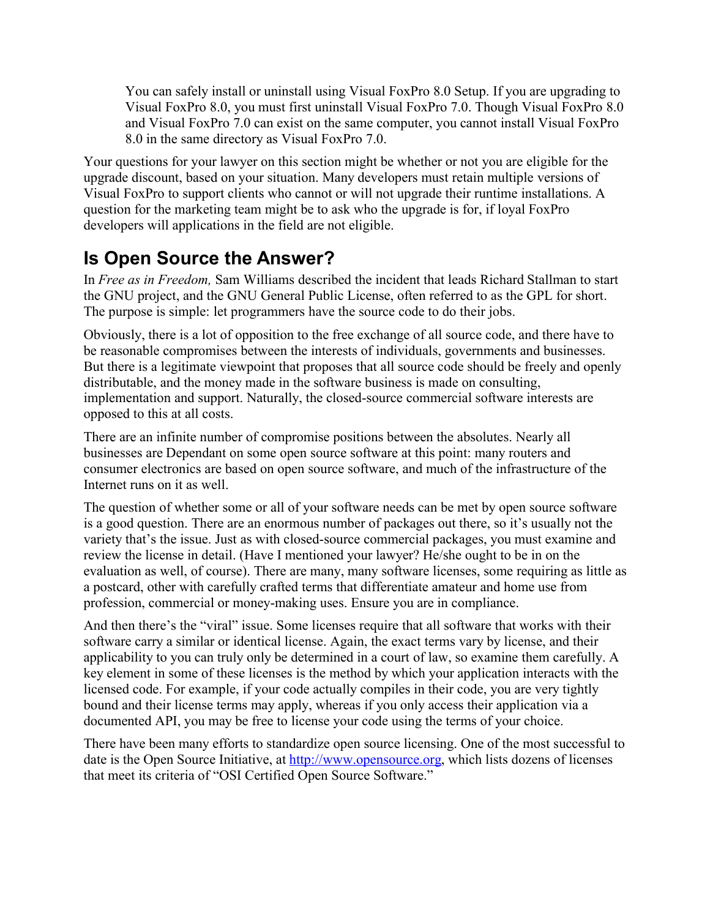> You can safely install or uninstall using Visual FoxPro 8.0 Setup. If you are upgrading to Visual FoxPro 8.0, you must first uninstall Visual FoxPro 7.0. Though Visual FoxPro 8.0 and Visual FoxPro 7.0 can exist on the same computer, you cannot install Visual FoxPro 8.0 in the same directory as Visual FoxPro 7.0.

Your questions for your lawyer on this section might be whether or not you are eligible for the upgrade discount, based on your situation. Many developers must retain multiple versions of Visual FoxPro to support clients who cannot or will not upgrade their runtime installations. A question for the marketing team might be to ask who the upgrade is for, if loyal FoxPro developers will applications in the field are not eligible.

## Is Open Source the Answer?

In *Free as in Freedom,* Sam Williams described the incident that leads Richard Stallman to start the GNU project, and the GNU General Public License, often referred to as the GPL for short. The purpose is simple: let programmers have the source code to do their jobs.

Obviously, there is a lot of opposition to the free exchange of all source code, and there have to be reasonable compromises between the interests of individuals, governments and businesses. But there is a legitimate viewpoint that proposes that all source code should be freely and openly distributable, and the money made in the software business is made on consulting, implementation and support. Naturally, the closed-source commercial software interests are opposed to this at all costs.

There are an infinite number of compromise positions between the absolutes. Nearly all businesses are Dependant on some open source software at this point: many routers and consumer electronics are based on open source software, and much of the infrastructure of the Internet runs on it as well.

The question of whether some or all of your software needs can be met by open source software is a good question. There are an enormous number of packages out there, so it's usually not the variety that's the issue. Just as with closed-source commercial packages, you must examine and review the license in detail. (Have I mentioned your lawyer? He/she ought to be in on the evaluation as well, of course). There are many, many software licenses, some requiring as little as a postcard, other with carefully crafted terms that differentiate amateur and home use from profession, commercial or money-making uses. Ensure you are in compliance.

And then there's the "viral" issue. Some licenses require that all software that works with their software carry a similar or identical license. Again, the exact terms vary by license, and their applicability to you can truly only be determined in a court of law, so examine them carefully. A key element in some of these licenses is the method by which your application interacts with the licensed code. For example, if your code actually compiles in their code, you are very tightly bound and their license terms may apply, whereas if you only access their application via a documented API, you may be free to license your code using the terms of your choice.

There have been many efforts to standardize open source licensing. One of the most successful to date is the Open Source Initiative, at [http://www.opensource.org](http://www.opensource.org), which lists dozens of licenses that meet its criteria of "OSI Certified Open Source Software."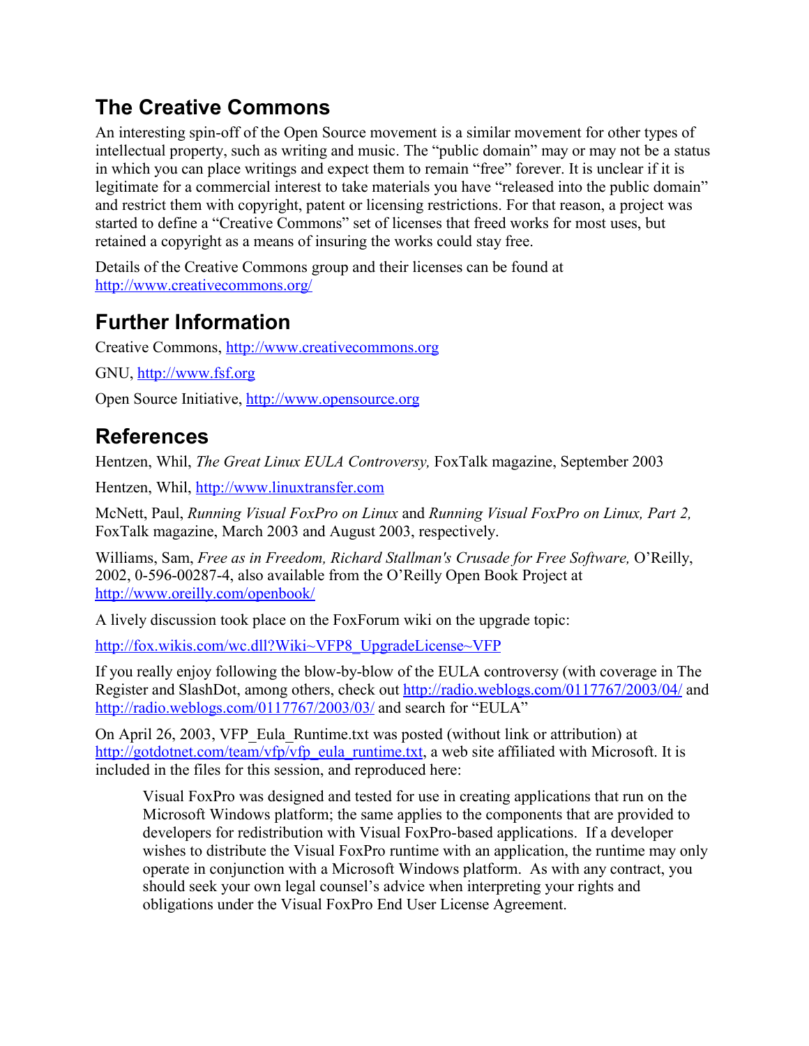## The Creative Commons

An interesting spin-off of the Open Source movement is a similar movement for other types of intellectual property, such as writing and music. The "public domain" may or may not be a status in which you can place writings and expect them to remain "free" forever. It is unclear if it is legitimate for a commercial interest to take materials you have "released into the public domain" and restrict them with copyright, patent or licensing restrictions. For that reason, a project was started to define a "Creative Commons" set of licenses that freed works for most uses, but retained a copyright as a means of insuring the works could stay free.

Details of the Creative Commons group and their licenses can be found at http://www.creativecommons.org/

## Further Information

Creative Commons, http://www.creativecommons.org

GNU, http://www.fsf.org

Open Source Initiative, http://www.opensource.org

## References

Hentzen, Whil, *The Great Linux EULA Controversy,* FoxTalk magazine, September 2003

Hentzen, Whil, http://www.linuxtransfer.com

McNett, Paul, *Running Visual FoxPro on Linux* and *Running Visual FoxPro on Linux, Part 2,* FoxTalk magazine, March 2003 and August 2003, respectively.

Williams, Sam, *Free as in Freedom, Richard Stallman's Crusade for Free Software,* O'Reilly, 2002, 0-596-00287-4, also available from the O'Reilly Open Book Project at http://www.oreilly.com/openbook/

A lively discussion took place on the FoxForum wiki on the upgrade topic:

http://fox.wikis.com/wc.dll?Wiki~VFP8_UpgradeLicense~VFP

If you really enjoy following the blow-by-blow of the EULA controversy (with coverage in The Register and SlashDot, among others, check out http://radio.weblogs.com/0117767/2003/04/ and http://radio.weblogs.com/0117767/2003/03/ and search for "EULA"

On April 26, 2003, VFP_Eula_Runtime.txt was posted (without link or attribution) at http://gotdotnet.com/team/vfp/vfp_eula_runtime.txt, a web site affiliated with Microsoft. It is included in the files for this session, and reproduced here:

> Visual FoxPro was designed and tested for use in creating applications that run on the Microsoft Windows platform; the same applies to the components that are provided to developers for redistribution with Visual FoxPro-based applications. If a developer wishes to distribute the Visual FoxPro runtime with an application, the runtime may only operate in conjunction with a Microsoft Windows platform. As with any contract, you should seek your own legal counsel's advice when interpreting your rights and obligations under the Visual FoxPro End User License Agreement.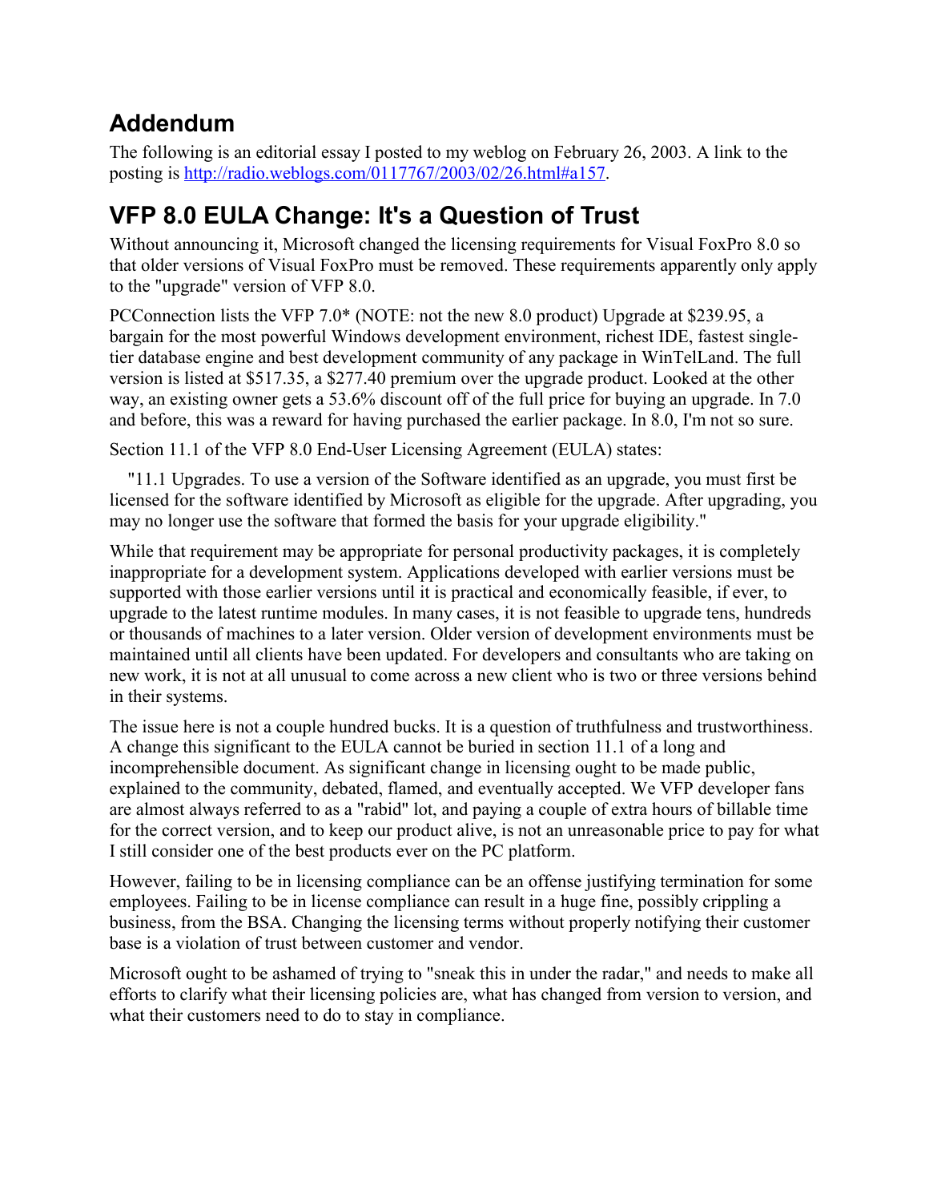## Addendum

The following is an editorial essay I posted to my weblog on February 26, 2003. A link to the posting is [http://radio.weblogs.com/0117767/2003/02/26.html#a157](http://radio.weblogs.com/0117767/2003/02/26.html#a157).

## VFP 8.0 EULA Change: It's a Question of Trust

Without announcing it, Microsoft changed the licensing requirements for Visual FoxPro 8.0 so that older versions of Visual FoxPro must be removed. These requirements apparently only apply to the "upgrade" version of VFP 8.0.

PCConnection lists the VFP 7.0* (NOTE: not the new 8.0 product) Upgrade at $239.95, a bargain for the most powerful Windows development environment, richest IDE, fastest single-tier database engine and best development community of any package in WinTelLand. The full version is listed at $517.35, a $277.40 premium over the upgrade product. Looked at the other way, an existing owner gets a 53.6% discount off of the full price for buying an upgrade. In 7.0 and before, this was a reward for having purchased the earlier package. In 8.0, I'm not so sure.

Section 11.1 of the VFP 8.0 End-User Licensing Agreement (EULA) states:

> "11.1 Upgrades. To use a version of the Software identified as an upgrade, you must first be licensed for the software identified by Microsoft as eligible for the upgrade. After upgrading, you may no longer use the software that formed the basis for your upgrade eligibility."

While that requirement may be appropriate for personal productivity packages, it is completely inappropriate for a development system. Applications developed with earlier versions must be supported with those earlier versions until it is practical and economically feasible, if ever, to upgrade to the latest runtime modules. In many cases, it is not feasible to upgrade tens, hundreds or thousands of machines to a later version. Older version of development environments must be maintained until all clients have been updated. For developers and consultants who are taking on new work, it is not at all unusual to come across a new client who is two or three versions behind in their systems.

The issue here is not a couple hundred bucks. It is a question of truthfulness and trustworthiness. A change this significant to the EULA cannot be buried in section 11.1 of a long and incomprehensible document. As significant change in licensing ought to be made public, explained to the community, debated, flamed, and eventually accepted. We VFP developer fans are almost always referred to as a "rabid" lot, and paying a couple of extra hours of billable time for the correct version, and to keep our product alive, is not an unreasonable price to pay for what I still consider one of the best products ever on the PC platform.

However, failing to be in licensing compliance can be an offense justifying termination for some employees. Failing to be in license compliance can result in a huge fine, possibly crippling a business, from the BSA. Changing the licensing terms without properly notifying their customer base is a violation of trust between customer and vendor.

Microsoft ought to be ashamed of trying to "sneak this in under the radar," and needs to make all efforts to clarify what their licensing policies are, what has changed from version to version, and what their customers need to do to stay in compliance.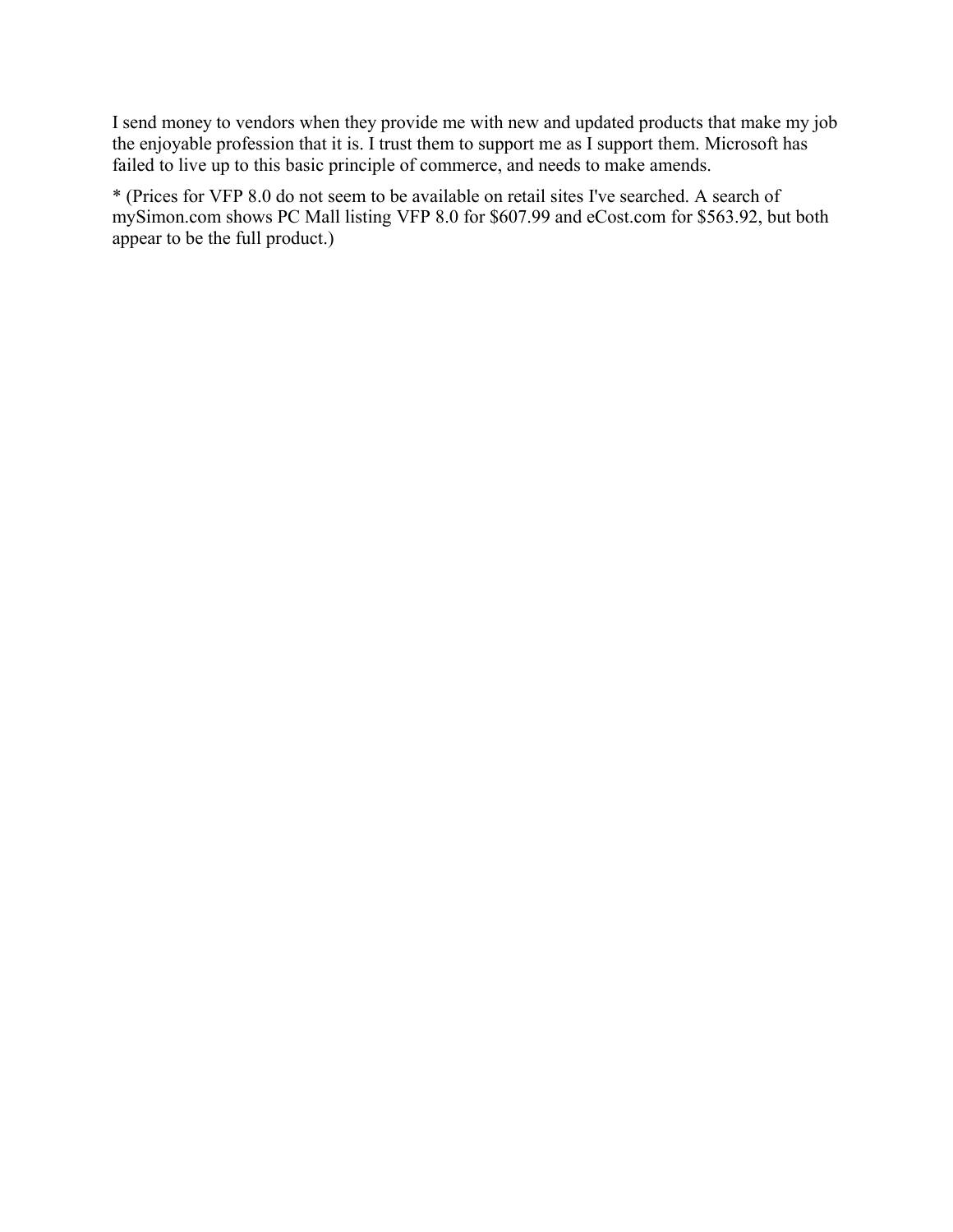I send money to vendors when they provide me with new and updated products that make my job the enjoyable profession that it is. I trust them to support me as I support them. Microsoft has failed to live up to this basic principle of commerce, and needs to make amends.

* (Prices for VFP 8.0 do not seem to be available on retail sites I've searched. A search of mySimon.com shows PC Mall listing VFP 8.0 for $607.99 and eCost.com for $563.92, but both appear to be the full product.)